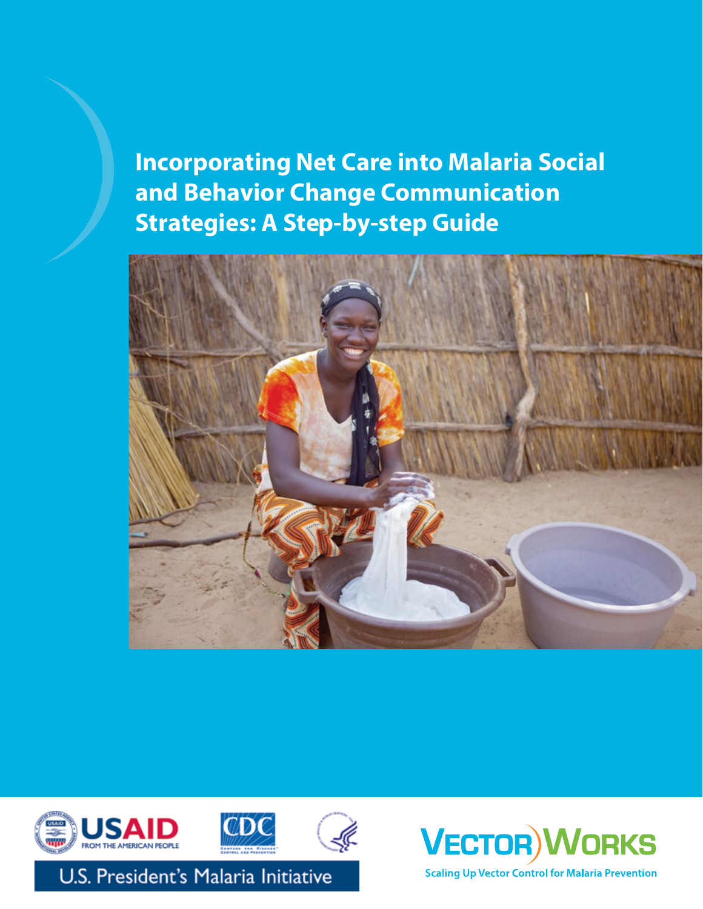# Incorporating Net Care into Malaria Social and Behavior Change Communication Strategies: A Step-by-step Guide

USAID FROM THE AMERICAN PEOPLE

CDC

U.S. President's Malaria Initiative

VECTORWORKS

Scaling Up Vector Control for Malaria Prevention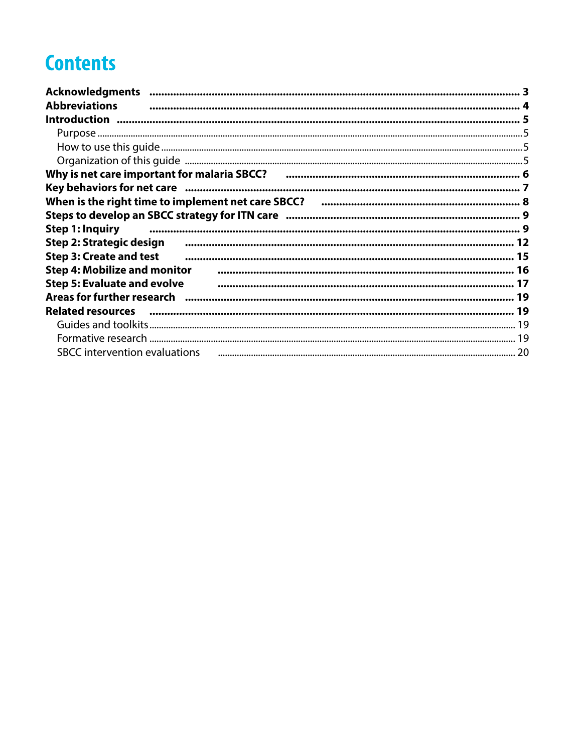# Contents

**Acknowledgments** ........ **3**
**Abbreviations** ........ **4**
**Introduction** ........ **5**
- Purpose ........ 5
- How to use this guide ........ 5
- Organization of this guide ........ 5

**Why is net care important for malaria SBCC?** ........ **6**
**Key behaviors for net care** ........ **7**
**When is the right time to implement net care SBCC?** ........ **8**
**Steps to develop an SBCC strategy for ITN care** ........ **9**
**Step 1: Inquiry** ........ **9**
**Step 2: Strategic design** ........ **12**
**Step 3: Create and test** ........ **15**
**Step 4: Mobilize and monitor** ........ **16**
**Step 5: Evaluate and evolve** ........ **17**
**Areas for further research** ........ **19**
**Related resources** ........ **19**
- Guides and toolkits ........ 19
- Formative research ........ 19
- SBCC intervention evaluations ........ 20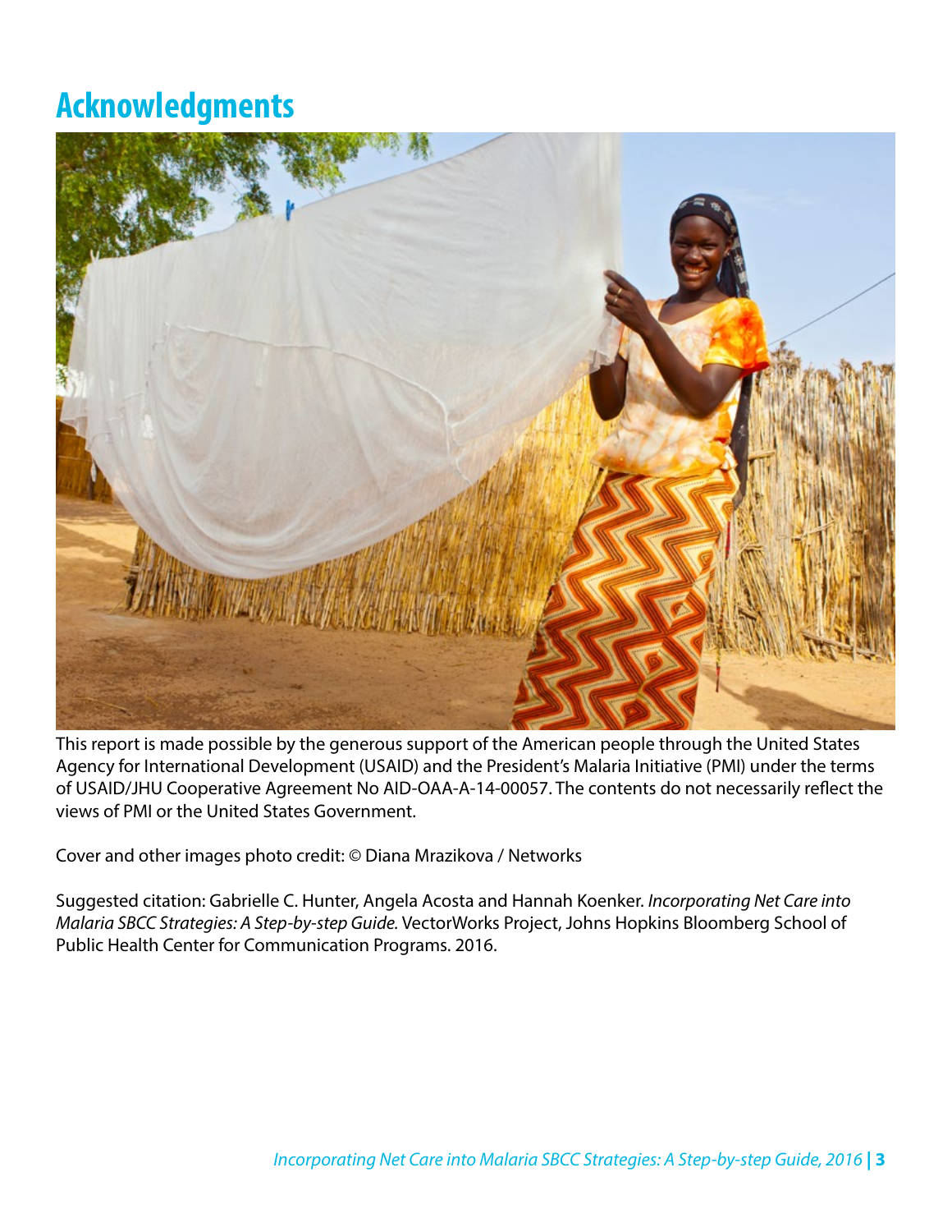# Acknowledgments

This report is made possible by the generous support of the American people through the United States Agency for International Development (USAID) and the President's Malaria Initiative (PMI) under the terms of USAID/JHU Cooperative Agreement No AID-OAA-A-14-00057. The contents do not necessarily reflect the views of PMI or the United States Government.

Cover and other images photo credit: © Diana Mrazikova / Networks

Suggested citation: Gabrielle C. Hunter, Angela Acosta and Hannah Koenker. *Incorporating Net Care into Malaria SBCC Strategies: A Step-by-step Guide.* VectorWorks Project, Johns Hopkins Bloomberg School of Public Health Center for Communication Programs. 2016.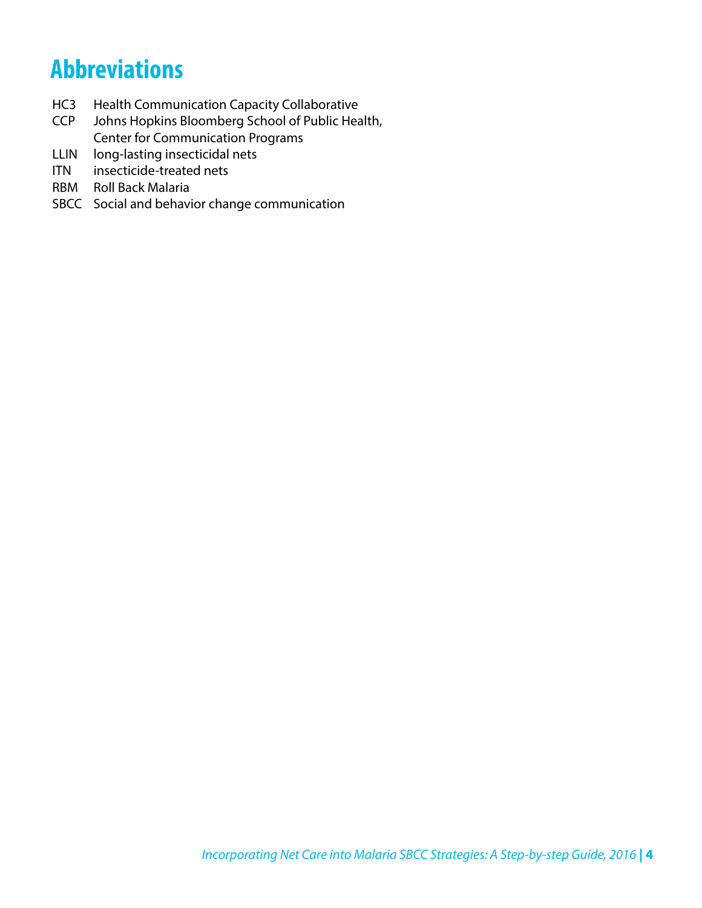# Abbreviations

| | |
|---|---|
| HC3 | Health Communication Capacity Collaborative |
| CCP | Johns Hopkins Bloomberg School of Public Health, Center for Communication Programs |
| LLIN | long-lasting insecticidal nets |
| ITN | insecticide-treated nets |
| RBM | Roll Back Malaria |
| SBCC | Social and behavior change communication |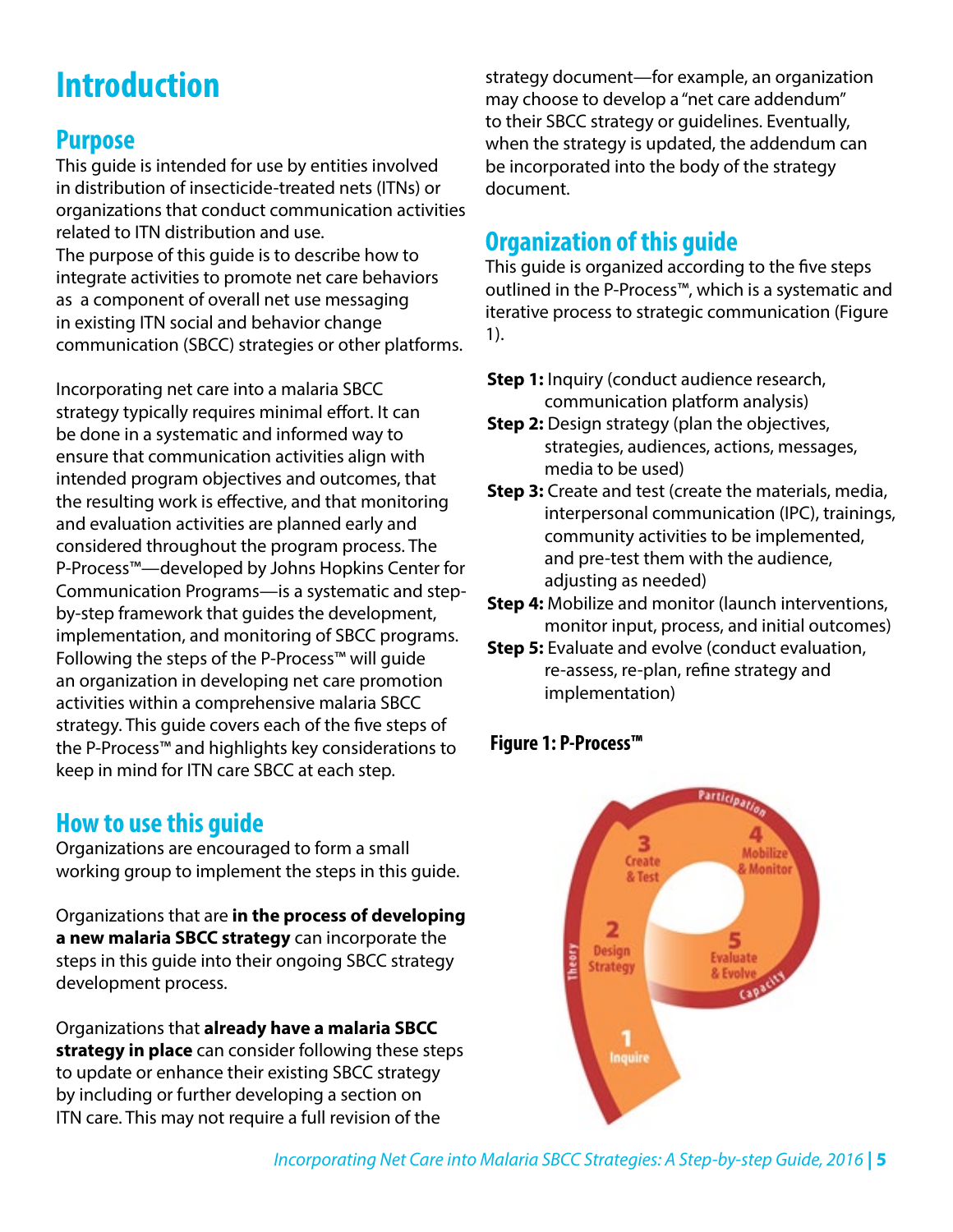# Introduction

## Purpose

This guide is intended for use by entities involved in distribution of insecticide-treated nets (ITNs) or organizations that conduct communication activities related to ITN distribution and use.

The purpose of this guide is to describe how to integrate activities to promote net care behaviors as a component of overall net use messaging in existing ITN social and behavior change communication (SBCC) strategies or other platforms.

Incorporating net care into a malaria SBCC strategy typically requires minimal effort. It can be done in a systematic and informed way to ensure that communication activities align with intended program objectives and outcomes, that the resulting work is effective, and that monitoring and evaluation activities are planned early and considered throughout the program process. The P-Process™—developed by Johns Hopkins Center for Communication Programs—is a systematic and step-by-step framework that guides the development, implementation, and monitoring of SBCC programs. Following the steps of the P-Process™ will guide an organization in developing net care promotion activities within a comprehensive malaria SBCC strategy. This guide covers each of the five steps of the P-Process™ and highlights key considerations to keep in mind for ITN care SBCC at each step.

## How to use this guide

Organizations are encouraged to form a small working group to implement the steps in this guide.

Organizations that are **in the process of developing a new malaria SBCC strategy** can incorporate the steps in this guide into their ongoing SBCC strategy development process.

Organizations that **already have a malaria SBCC strategy in place** can consider following these steps to update or enhance their existing SBCC strategy by including or further developing a section on ITN care. This may not require a full revision of the strategy document—for example, an organization may choose to develop a "net care addendum" to their SBCC strategy or guidelines. Eventually, when the strategy is updated, the addendum can be incorporated into the body of the strategy document.

## Organization of this guide

This guide is organized according to the five steps outlined in the P-Process™, which is a systematic and iterative process to strategic communication (Figure 1).

**Step 1:** Inquiry (conduct audience research, communication platform analysis)

**Step 2:** Design strategy (plan the objectives, strategies, audiences, actions, messages, media to be used)

**Step 3:** Create and test (create the materials, media, interpersonal communication (IPC), trainings, community activities to be implemented, and pre-test them with the audience, adjusting as needed)

**Step 4:** Mobilize and monitor (launch interventions, monitor input, process, and initial outcomes)

**Step 5:** Evaluate and evolve (conduct evaluation, re-assess, re-plan, refine strategy and implementation)

**Figure 1: P-Process™**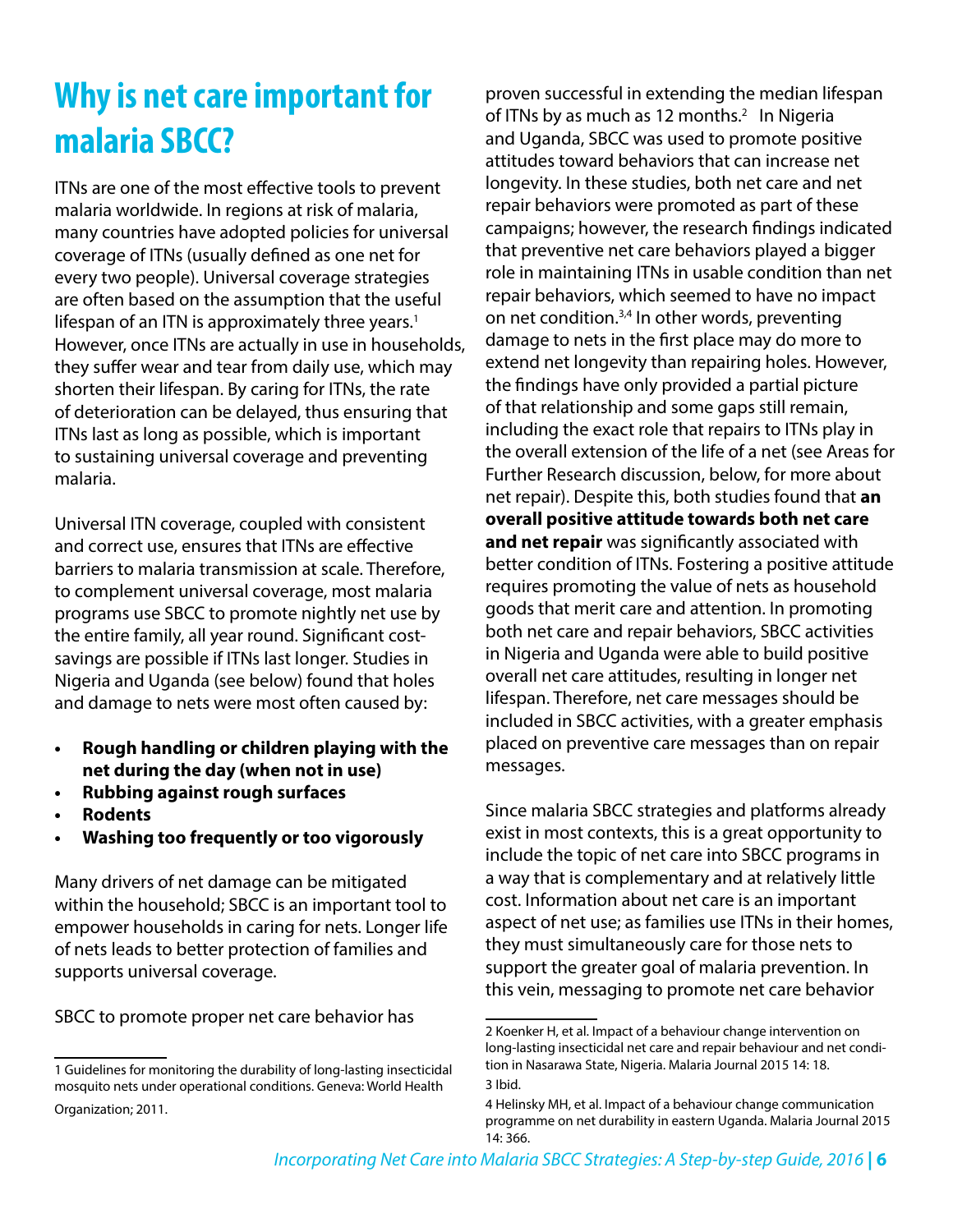# Why is net care important for malaria SBCC?

ITNs are one of the most effective tools to prevent malaria worldwide. In regions at risk of malaria, many countries have adopted policies for universal coverage of ITNs (usually defined as one net for every two people). Universal coverage strategies are often based on the assumption that the useful lifespan of an ITN is approximately three years.[1] However, once ITNs are actually in use in households, they suffer wear and tear from daily use, which may shorten their lifespan. By caring for ITNs, the rate of deterioration can be delayed, thus ensuring that ITNs last as long as possible, which is important to sustaining universal coverage and preventing malaria.

Universal ITN coverage, coupled with consistent and correct use, ensures that ITNs are effective barriers to malaria transmission at scale. Therefore, to complement universal coverage, most malaria programs use SBCC to promote nightly net use by the entire family, all year round. Significant cost-savings are possible if ITNs last longer. Studies in Nigeria and Uganda (see below) found that holes and damage to nets were most often caused by:

- **Rough handling or children playing with the net during the day (when not in use)**
- **Rubbing against rough surfaces**
- **Rodents**
- **Washing too frequently or too vigorously**

Many drivers of net damage can be mitigated within the household; SBCC is an important tool to empower households in caring for nets. Longer life of nets leads to better protection of families and supports universal coverage.

SBCC to promote proper net care behavior has proven successful in extending the median lifespan of ITNs by as much as 12 months.[2] In Nigeria and Uganda, SBCC was used to promote positive attitudes toward behaviors that can increase net longevity. In these studies, both net care and net repair behaviors were promoted as part of these campaigns; however, the research findings indicated that preventive net care behaviors played a bigger role in maintaining ITNs in usable condition than net repair behaviors, which seemed to have no impact on net condition.[3,4] In other words, preventing damage to nets in the first place may do more to extend net longevity than repairing holes. However, the findings have only provided a partial picture of that relationship and some gaps still remain, including the exact role that repairs to ITNs play in the overall extension of the life of a net (see Areas for Further Research discussion, below, for more about net repair). Despite this, both studies found that **an overall positive attitude towards both net care and net repair** was significantly associated with better condition of ITNs. Fostering a positive attitude requires promoting the value of nets as household goods that merit care and attention. In promoting both net care and repair behaviors, SBCC activities in Nigeria and Uganda were able to build positive overall net care attitudes, resulting in longer net lifespan. Therefore, net care messages should be included in SBCC activities, with a greater emphasis placed on preventive care messages than on repair messages.

Since malaria SBCC strategies and platforms already exist in most contexts, this is a great opportunity to include the topic of net care into SBCC programs in a way that is complementary and at relatively little cost. Information about net care is an important aspect of net use; as families use ITNs in their homes, they must simultaneously care for those nets to support the greater goal of malaria prevention. In this vein, messaging to promote net care behavior

---

1 Guidelines for monitoring the durability of long-lasting insecticidal mosquito nets under operational conditions. Geneva: World Health Organization; 2011.

2 Koenker H, et al. Impact of a behaviour change intervention on long-lasting insecticidal net care and repair behaviour and net condition in Nasarawa State, Nigeria. Malaria Journal 2015 14: 18.

3 Ibid.

4 Helinsky MH, et al. Impact of a behaviour change communication programme on net durability in eastern Uganda. Malaria Journal 2015 14: 366.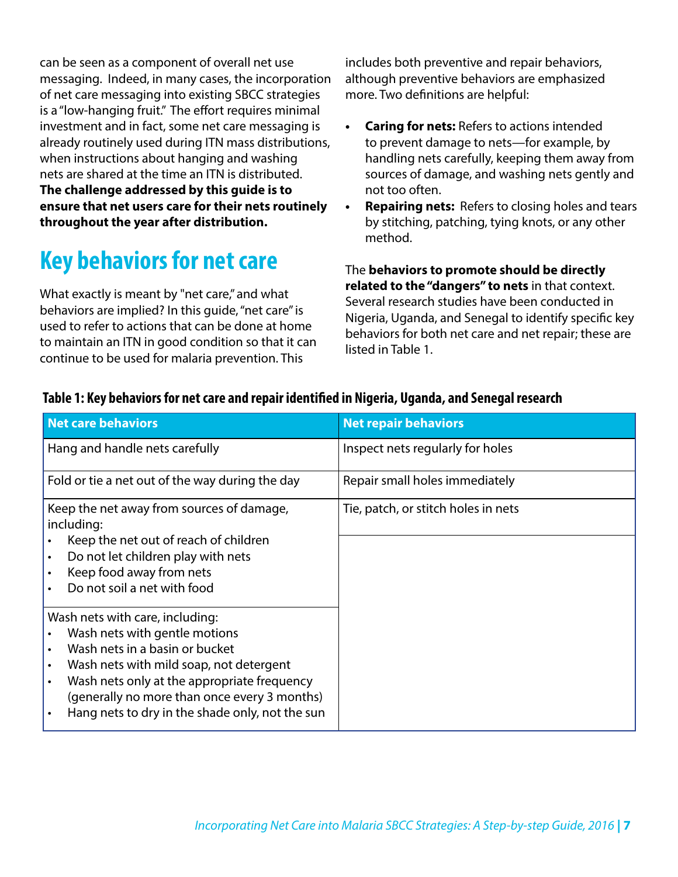can be seen as a component of overall net use messaging. Indeed, in many cases, the incorporation of net care messaging into existing SBCC strategies is a "low-hanging fruit." The effort requires minimal investment and in fact, some net care messaging is already routinely used during ITN mass distributions, when instructions about hanging and washing nets are shared at the time an ITN is distributed. **The challenge addressed by this guide is to ensure that net users care for their nets routinely throughout the year after distribution.**

## Key behaviors for net care

What exactly is meant by "net care," and what behaviors are implied? In this guide, "net care" is used to refer to actions that can be done at home to maintain an ITN in good condition so that it can continue to be used for malaria prevention. This includes both preventive and repair behaviors, although preventive behaviors are emphasized more. Two definitions are helpful:

- **Caring for nets:** Refers to actions intended to prevent damage to nets—for example, by handling nets carefully, keeping them away from sources of damage, and washing nets gently and not too often.
- **Repairing nets:** Refers to closing holes and tears by stitching, patching, tying knots, or any other method.

The **behaviors to promote should be directly related to the "dangers" to nets** in that context. Several research studies have been conducted in Nigeria, Uganda, and Senegal to identify specific key behaviors for both net care and net repair; these are listed in Table 1.

**Table 1: Key behaviors for net care and repair identified in Nigeria, Uganda, and Senegal research**

| Net care behaviors | Net repair behaviors |
| --- | --- |
| Hang and handle nets carefully | Inspect nets regularly for holes |
| Fold or tie a net out of the way during the day | Repair small holes immediately |
| Keep the net away from sources of damage, including:<br>• Keep the net out of reach of children<br>• Do not let children play with nets<br>• Keep food away from nets<br>• Do not soil a net with food | Tie, patch, or stitch holes in nets |
| Wash nets with care, including:<br>• Wash nets with gentle motions<br>• Wash nets in a basin or bucket<br>• Wash nets with mild soap, not detergent<br>• Wash nets only at the appropriate frequency (generally no more than once every 3 months)<br>• Hang nets to dry in the shade only, not the sun | |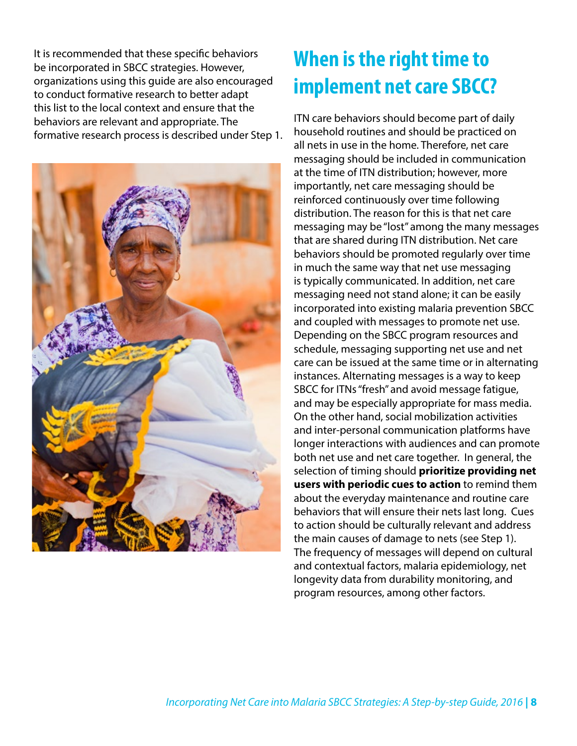It is recommended that these specific behaviors be incorporated in SBCC strategies. However, organizations using this guide are also encouraged to conduct formative research to better adapt this list to the local context and ensure that the behaviors are relevant and appropriate. The formative research process is described under Step 1.

## When is the right time to implement net care SBCC?

ITN care behaviors should become part of daily household routines and should be practiced on all nets in use in the home. Therefore, net care messaging should be included in communication at the time of ITN distribution; however, more importantly, net care messaging should be reinforced continuously over time following distribution. The reason for this is that net care messaging may be "lost" among the many messages that are shared during ITN distribution. Net care behaviors should be promoted regularly over time in much the same way that net use messaging is typically communicated. In addition, net care messaging need not stand alone; it can be easily incorporated into existing malaria prevention SBCC and coupled with messages to promote net use. Depending on the SBCC program resources and schedule, messaging supporting net use and net care can be issued at the same time or in alternating instances. Alternating messages is a way to keep SBCC for ITNs "fresh" and avoid message fatigue, and may be especially appropriate for mass media. On the other hand, social mobilization activities and inter-personal communication platforms have longer interactions with audiences and can promote both net use and net care together. In general, the selection of timing should **prioritize providing net users with periodic cues to action** to remind them about the everyday maintenance and routine care behaviors that will ensure their nets last long. Cues to action should be culturally relevant and address the main causes of damage to nets (see Step 1). The frequency of messages will depend on cultural and contextual factors, malaria epidemiology, net longevity data from durability monitoring, and program resources, among other factors.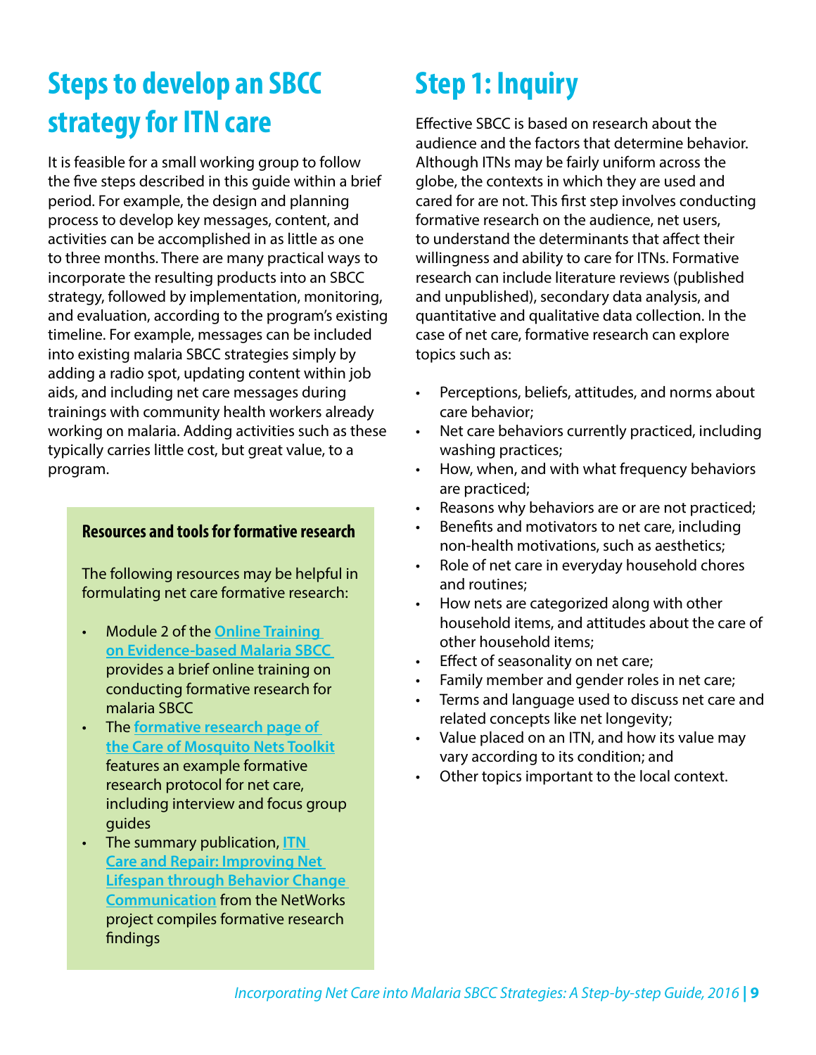## Steps to develop an SBCC strategy for ITN care

It is feasible for a small working group to follow the five steps described in this guide within a brief period. For example, the design and planning process to develop key messages, content, and activities can be accomplished in as little as one to three months. There are many practical ways to incorporate the resulting products into an SBCC strategy, followed by implementation, monitoring, and evaluation, according to the program's existing timeline. For example, messages can be included into existing malaria SBCC strategies simply by adding a radio spot, updating content within job aids, and including net care messages during trainings with community health workers already working on malaria. Adding activities such as these typically carries little cost, but great value, to a program.

**Resources and tools for formative research**

The following resources may be helpful in formulating net care formative research:

- Module 2 of the **Online Training on Evidence-based Malaria SBCC** provides a brief online training on conducting formative research for malaria SBCC
- The **formative research page of the Care of Mosquito Nets Toolkit** features an example formative research protocol for net care, including interview and focus group guides
- The summary publication, **ITN Care and Repair: Improving Net Lifespan through Behavior Change Communication** from the NetWorks project compiles formative research findings

## Step 1: Inquiry

Effective SBCC is based on research about the audience and the factors that determine behavior. Although ITNs may be fairly uniform across the globe, the contexts in which they are used and cared for are not. This first step involves conducting formative research on the audience, net users, to understand the determinants that affect their willingness and ability to care for ITNs. Formative research can include literature reviews (published and unpublished), secondary data analysis, and quantitative and qualitative data collection. In the case of net care, formative research can explore topics such as:

- Perceptions, beliefs, attitudes, and norms about care behavior;
- Net care behaviors currently practiced, including washing practices;
- How, when, and with what frequency behaviors are practiced;
- Reasons why behaviors are or are not practiced;
- Benefits and motivators to net care, including non-health motivations, such as aesthetics;
- Role of net care in everyday household chores and routines;
- How nets are categorized along with other household items, and attitudes about the care of other household items;
- Effect of seasonality on net care;
- Family member and gender roles in net care;
- Terms and language used to discuss net care and related concepts like net longevity;
- Value placed on an ITN, and how its value may vary according to its condition; and
- Other topics important to the local context.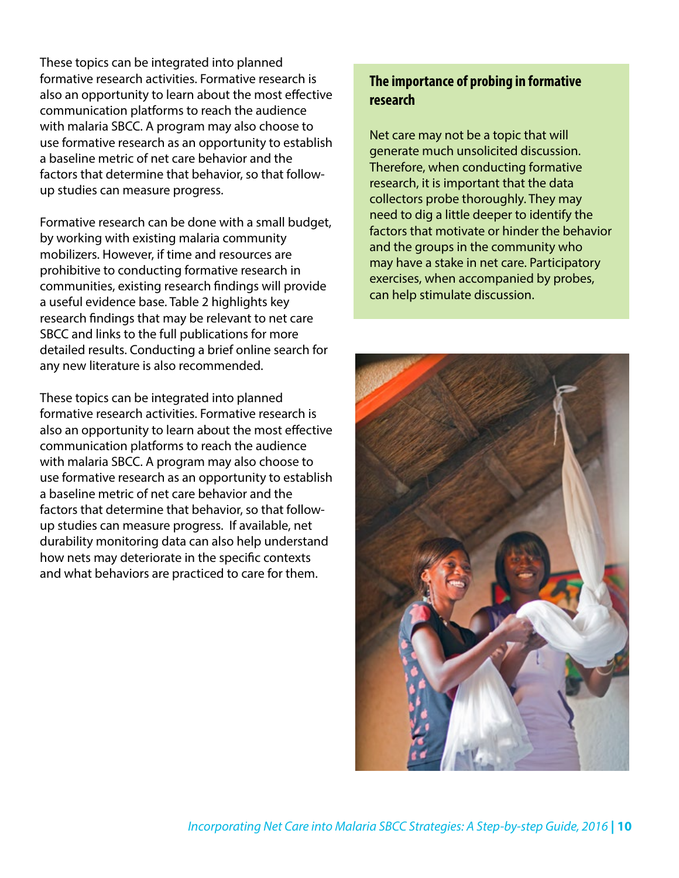These topics can be integrated into planned formative research activities. Formative research is also an opportunity to learn about the most effective communication platforms to reach the audience with malaria SBCC. A program may also choose to use formative research as an opportunity to establish a baseline metric of net care behavior and the factors that determine that behavior, so that follow-up studies can measure progress.

Formative research can be done with a small budget, by working with existing malaria community mobilizers. However, if time and resources are prohibitive to conducting formative research in communities, existing research findings will provide a useful evidence base. Table 2 highlights key research findings that may be relevant to net care SBCC and links to the full publications for more detailed results. Conducting a brief online search for any new literature is also recommended.

These topics can be integrated into planned formative research activities. Formative research is also an opportunity to learn about the most effective communication platforms to reach the audience with malaria SBCC. A program may also choose to use formative research as an opportunity to establish a baseline metric of net care behavior and the factors that determine that behavior, so that follow-up studies can measure progress. If available, net durability monitoring data can also help understand how nets may deteriorate in the specific contexts and what behaviors are practiced to care for them.

### The importance of probing in formative research

Net care may not be a topic that will generate much unsolicited discussion. Therefore, when conducting formative research, it is important that the data collectors probe thoroughly. They may need to dig a little deeper to identify the factors that motivate or hinder the behavior and the groups in the community who may have a stake in net care. Participatory exercises, when accompanied by probes, can help stimulate discussion.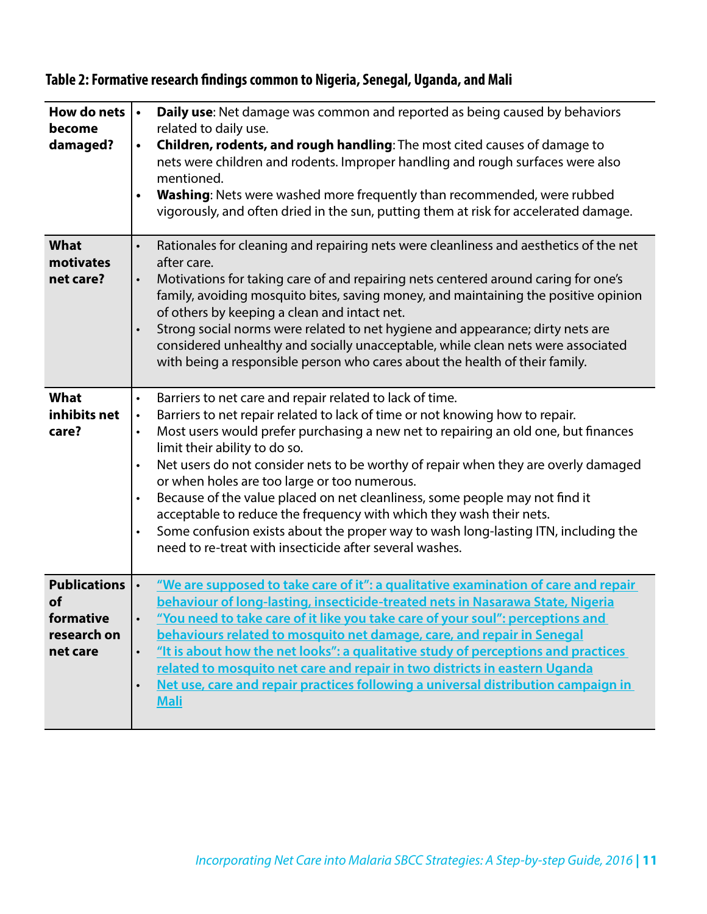**Table 2: Formative research findings common to Nigeria, Senegal, Uganda, and Mali**

| | |
|---|---|
| **How do nets become damaged?** | • **Daily use**: Net damage was common and reported as being caused by behaviors related to daily use.<br>• **Children, rodents, and rough handling**: The most cited causes of damage to nets were children and rodents. Improper handling and rough surfaces were also mentioned.<br>• **Washing**: Nets were washed more frequently than recommended, were rubbed vigorously, and often dried in the sun, putting them at risk for accelerated damage. |
| **What motivates net care?** | • Rationales for cleaning and repairing nets were cleanliness and aesthetics of the net after care.<br>• Motivations for taking care of and repairing nets centered around caring for one's family, avoiding mosquito bites, saving money, and maintaining the positive opinion of others by keeping a clean and intact net.<br>• Strong social norms were related to net hygiene and appearance; dirty nets are considered unhealthy and socially unacceptable, while clean nets were associated with being a responsible person who cares about the health of their family. |
| **What inhibits net care?** | • Barriers to net care and repair related to lack of time.<br>• Barriers to net repair related to lack of time or not knowing how to repair.<br>• Most users would prefer purchasing a new net to repairing an old one, but finances limit their ability to do so.<br>• Net users do not consider nets to be worthy of repair when they are overly damaged or when holes are too large or too numerous.<br>• Because of the value placed on net cleanliness, some people may not find it acceptable to reduce the frequency with which they wash their nets.<br>• Some confusion exists about the proper way to wash long-lasting ITN, including the need to re-treat with insecticide after several washes. |
| **Publications of formative research on net care** | • "We are supposed to take care of it": a qualitative examination of care and repair behaviour of long-lasting, insecticide-treated nets in Nasarawa State, Nigeria<br>• "You need to take care of it like you take care of your soul": perceptions and behaviours related to mosquito net damage, care, and repair in Senegal<br>• "It is about how the net looks": a qualitative study of perceptions and practices related to mosquito net care and repair in two districts in eastern Uganda<br>• Net use, care and repair practices following a universal distribution campaign in Mali |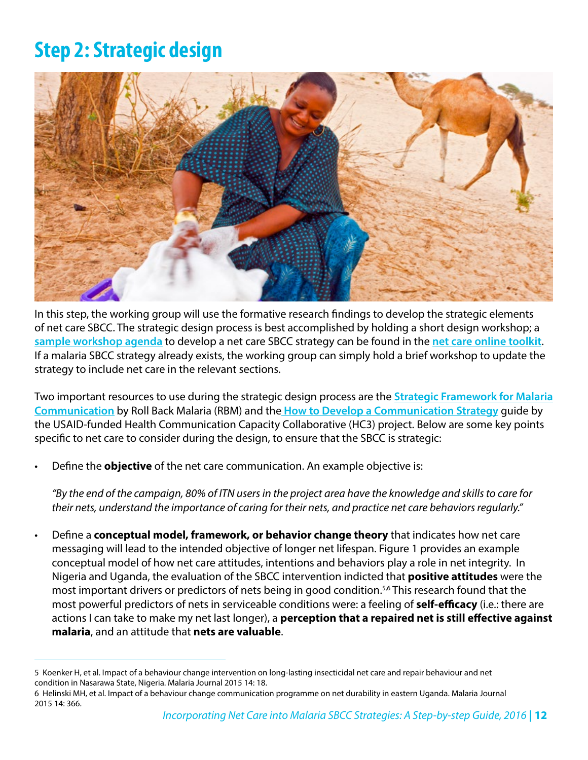# Step 2: Strategic design

In this step, the working group will use the formative research findings to develop the strategic elements of net care SBCC. The strategic design process is best accomplished by holding a short design workshop; a **sample workshop agenda** to develop a net care SBCC strategy can be found in the **net care online toolkit**. If a malaria SBCC strategy already exists, the working group can simply hold a brief workshop to update the strategy to include net care in the relevant sections.

Two important resources to use during the strategic design process are the **Strategic Framework for Malaria Communication** by Roll Back Malaria (RBM) and the **How to Develop a Communication Strategy** guide by the USAID-funded Health Communication Capacity Collaborative (HC3) project. Below are some key points specific to net care to consider during the design, to ensure that the SBCC is strategic:

- Define the **objective** of the net care communication. An example objective is:

  *"By the end of the campaign, 80% of ITN users in the project area have the knowledge and skills to care for their nets, understand the importance of caring for their nets, and practice net care behaviors regularly."*

- Define a **conceptual model, framework, or behavior change theory** that indicates how net care messaging will lead to the intended objective of longer net lifespan. Figure 1 provides an example conceptual model of how net care attitudes, intentions and behaviors play a role in net integrity. In Nigeria and Uganda, the evaluation of the SBCC intervention indicted that **positive attitudes** were the most important drivers or predictors of nets being in good condition.[5,6] This research found that the most powerful predictors of nets in serviceable conditions were: a feeling of **self-efficacy** (i.e.: there are actions I can take to make my net last longer), a **perception that a repaired net is still effective against malaria**, and an attitude that **nets are valuable**.

---

5 Koenker H, et al. Impact of a behaviour change intervention on long-lasting insecticidal net care and repair behaviour and net condition in Nasarawa State, Nigeria. Malaria Journal 2015 14: 18.

6 Helinski MH, et al. Impact of a behaviour change communication programme on net durability in eastern Uganda. Malaria Journal 2015 14: 366.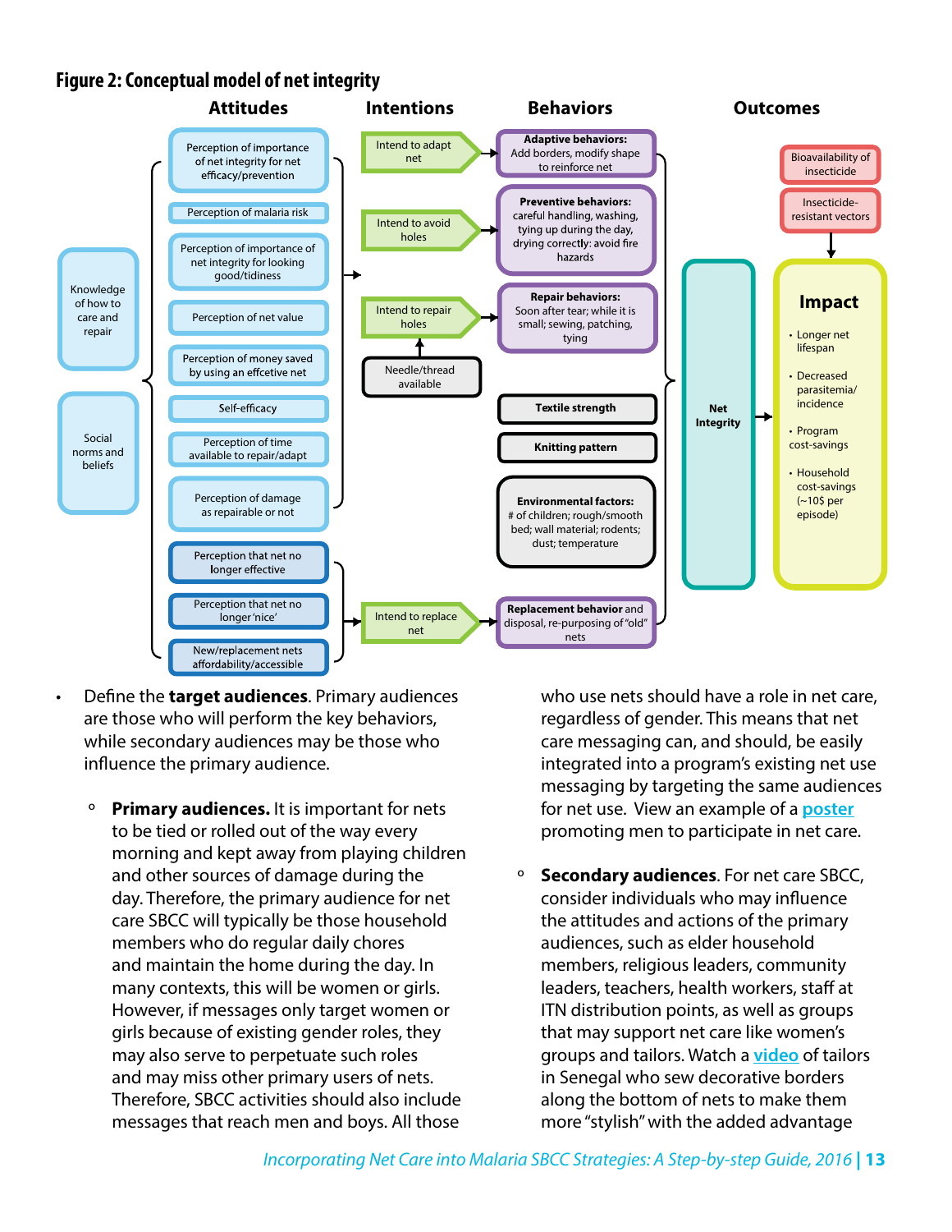**Figure 2: Conceptual model of net integrity**

**Attitudes**

- Knowledge of how to care and repair
- Social norms and beliefs
- Perception of importance of net integrity for net efficacy/prevention
- Perception of malaria risk
- Perception of importance of net integrity for looking good/tidiness
- Perception of net value
- Perception of money saved by using an effcetive net
- Self-efficacy
- Perception of time available to repair/adapt
- Perception of damage as repairable or not
- Perception that net no longer effective
- Perception that net no longer 'nice'
- New/replacement nets affordability/accessible

**Intentions**

- Intend to adapt net
- Intend to avoid holes
- Intend to repair holes
- Needle/thread available
- Intend to replace net

**Behaviors**

- **Adaptive behaviors:** Add borders, modify shape to reinforce net
- **Preventive behaviors:** careful handling, washing, tying up during the day, drying correctly: avoid fire hazards
- **Repair behaviors:** Soon after tear; while it is small; sewing, patching, tying
- **Textile strength**
- **Knitting pattern**
- **Environmental factors:** # of children; rough/smooth bed; wall material; rodents; dust; temperature
- **Replacement behavior** and disposal, re-purposing of "old" nets

**Outcomes**

- **Net Integrity**
- Bioavailability of insecticide
- Insecticide-resistant vectors
- **Impact**
  - Longer net lifespan
  - Decreased parasitemia/ incidence
  - Program cost-savings
  - Household cost-savings (~10$ per episode)

- Define the **target audiences**. Primary audiences are those who will perform the key behaviors, while secondary audiences may be those who influence the primary audience.

  - **Primary audiences.** It is important for nets to be tied or rolled out of the way every morning and kept away from playing children and other sources of damage during the day. Therefore, the primary audience for net care SBCC will typically be those household members who do regular daily chores and maintain the home during the day. In many contexts, this will be women or girls. However, if messages only target women or girls because of existing gender roles, they may also serve to perpetuate such roles and may miss other primary users of nets. Therefore, SBCC activities should also include messages that reach men and boys. All those who use nets should have a role in net care, regardless of gender. This means that net care messaging can, and should, be easily integrated into a program's existing net use messaging by targeting the same audiences for net use. View an example of a poster promoting men to participate in net care.

  - **Secondary audiences**. For net care SBCC, consider individuals who may influence the attitudes and actions of the primary audiences, such as elder household members, religious leaders, community leaders, teachers, health workers, staff at ITN distribution points, as well as groups that may support net care like women's groups and tailors. Watch a video of tailors in Senegal who sew decorative borders along the bottom of nets to make them more "stylish" with the added advantage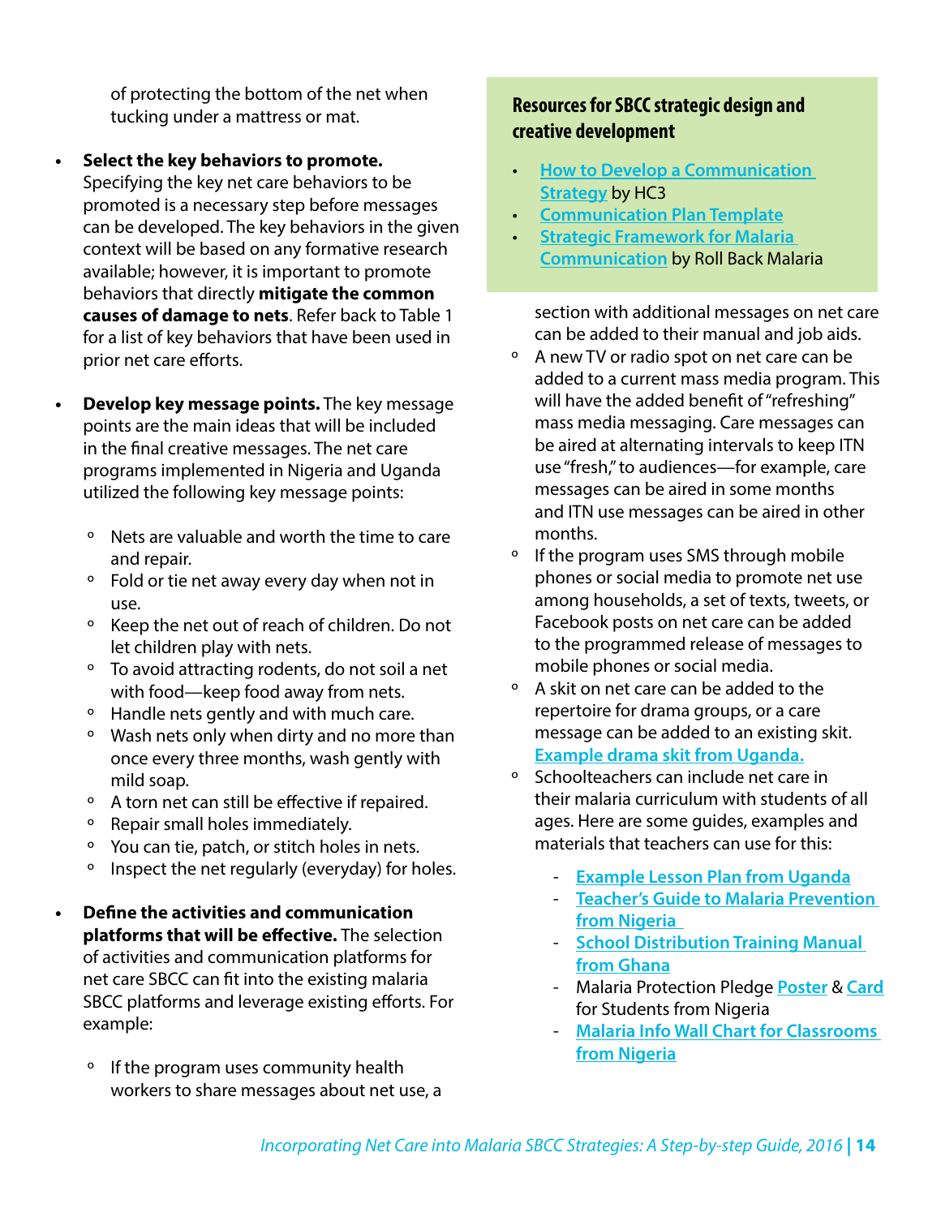of protecting the bottom of the net when tucking under a mattress or mat.

- **Select the key behaviors to promote.** Specifying the key net care behaviors to be promoted is a necessary step before messages can be developed. The key behaviors in the given context will be based on any formative research available; however, it is important to promote behaviors that directly **mitigate the common causes of damage to nets**. Refer back to Table 1 for a list of key behaviors that have been used in prior net care efforts.

- **Develop key message points.** The key message points are the main ideas that will be included in the final creative messages. The net care programs implemented in Nigeria and Uganda utilized the following key message points:

  - Nets are valuable and worth the time to care and repair.
  - Fold or tie net away every day when not in use.
  - Keep the net out of reach of children. Do not let children play with nets.
  - To avoid attracting rodents, do not soil a net with food—keep food away from nets.
  - Handle nets gently and with much care.
  - Wash nets only when dirty and no more than once every three months, wash gently with mild soap.
  - A torn net can still be effective if repaired.
  - Repair small holes immediately.
  - You can tie, patch, or stitch holes in nets.
  - Inspect the net regularly (everyday) for holes.

- **Define the activities and communication platforms that will be effective.** The selection of activities and communication platforms for net care SBCC can fit into the existing malaria SBCC platforms and leverage existing efforts. For example:

  - If the program uses community health workers to share messages about net use, a section with additional messages on net care can be added to their manual and job aids.
  - A new TV or radio spot on net care can be added to a current mass media program. This will have the added benefit of "refreshing" mass media messaging. Care messages can be aired at alternating intervals to keep ITN use "fresh," to audiences—for example, care messages can be aired in some months and ITN use messages can be aired in other months.
  - If the program uses SMS through mobile phones or social media to promote net use among households, a set of texts, tweets, or Facebook posts on net care can be added to the programmed release of messages to mobile phones or social media.
  - A skit on net care can be added to the repertoire for drama groups, or a care message can be added to an existing skit. Example drama skit from Uganda.
  - Schoolteachers can include net care in their malaria curriculum with students of all ages. Here are some guides, examples and materials that teachers can use for this:
    - Example Lesson Plan from Uganda
    - Teacher's Guide to Malaria Prevention from Nigeria
    - School Distribution Training Manual from Ghana
    - Malaria Protection Pledge Poster & Card for Students from Nigeria
    - Malaria Info Wall Chart for Classrooms from Nigeria

### Resources for SBCC strategic design and creative development

- How to Develop a Communication Strategy by HC3
- Communication Plan Template
- Strategic Framework for Malaria Communication by Roll Back Malaria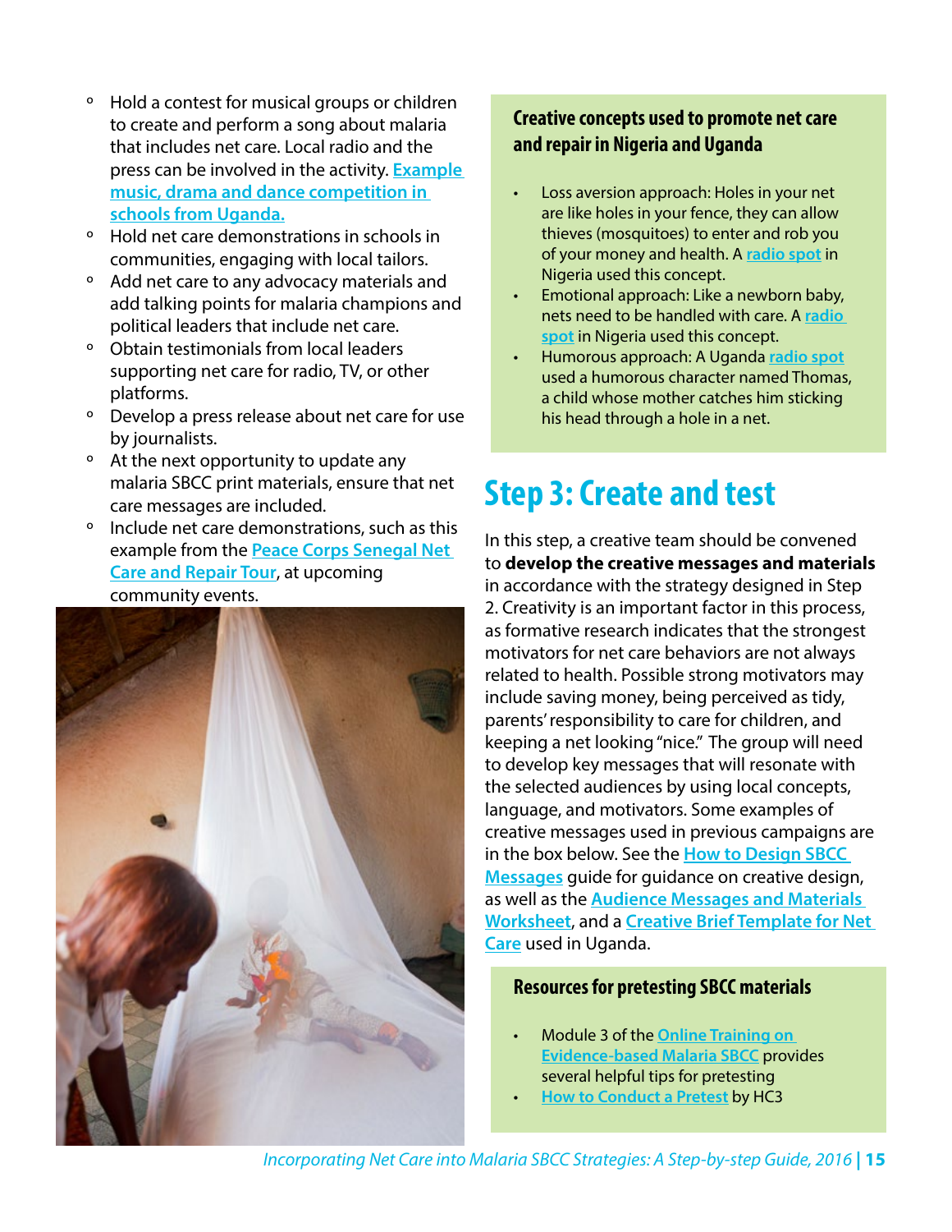- Hold a contest for musical groups or children to create and perform a song about malaria that includes net care. Local radio and the press can be involved in the activity. Example music, drama and dance competition in schools from Uganda.
- Hold net care demonstrations in schools in communities, engaging with local tailors.
- Add net care to any advocacy materials and add talking points for malaria champions and political leaders that include net care.
- Obtain testimonials from local leaders supporting net care for radio, TV, or other platforms.
- Develop a press release about net care for use by journalists.
- At the next opportunity to update any malaria SBCC print materials, ensure that net care messages are included.
- Include net care demonstrations, such as this example from the Peace Corps Senegal Net Care and Repair Tour, at upcoming community events.

### Creative concepts used to promote net care and repair in Nigeria and Uganda

- Loss aversion approach: Holes in your net are like holes in your fence, they can allow thieves (mosquitoes) to enter and rob you of your money and health. A radio spot in Nigeria used this concept.
- Emotional approach: Like a newborn baby, nets need to be handled with care. A radio spot in Nigeria used this concept.
- Humorous approach: A Uganda radio spot used a humorous character named Thomas, a child whose mother catches him sticking his head through a hole in a net.

## Step 3: Create and test

In this step, a creative team should be convened to **develop the creative messages and materials** in accordance with the strategy designed in Step 2. Creativity is an important factor in this process, as formative research indicates that the strongest motivators for net care behaviors are not always related to health. Possible strong motivators may include saving money, being perceived as tidy, parents' responsibility to care for children, and keeping a net looking "nice." The group will need to develop key messages that will resonate with the selected audiences by using local concepts, language, and motivators. Some examples of creative messages used in previous campaigns are in the box below. See the How to Design SBCC Messages guide for guidance on creative design, as well as the Audience Messages and Materials Worksheet, and a Creative Brief Template for Net Care used in Uganda.

### Resources for pretesting SBCC materials

- Module 3 of the Online Training on Evidence-based Malaria SBCC provides several helpful tips for pretesting
- How to Conduct a Pretest by HC3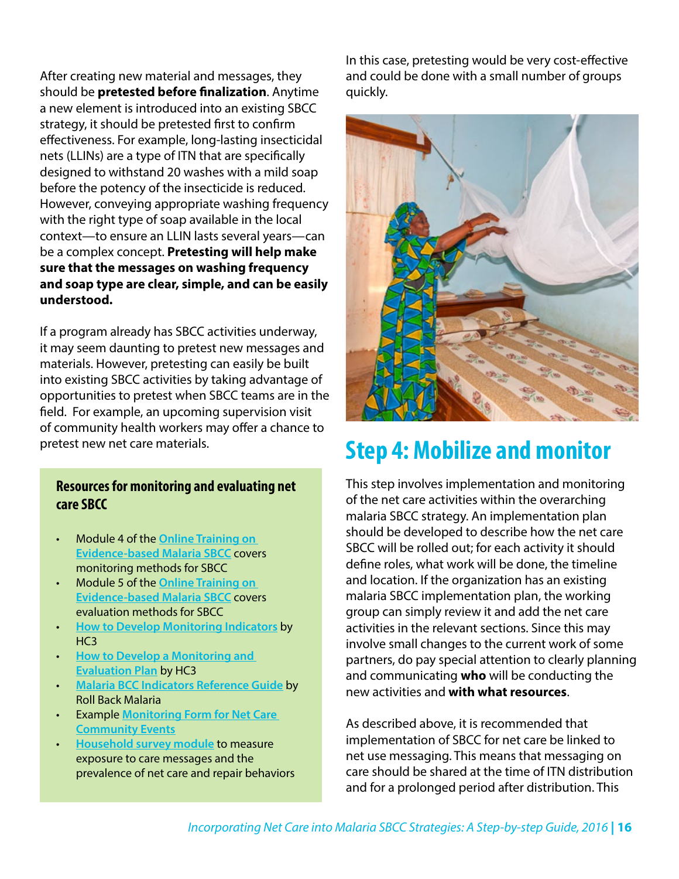After creating new material and messages, they should be **pretested before finalization**. Anytime a new element is introduced into an existing SBCC strategy, it should be pretested first to confirm effectiveness. For example, long-lasting insecticidal nets (LLINs) are a type of ITN that are specifically designed to withstand 20 washes with a mild soap before the potency of the insecticide is reduced. However, conveying appropriate washing frequency with the right type of soap available in the local context—to ensure an LLIN lasts several years—can be a complex concept. **Pretesting will help make sure that the messages on washing frequency and soap type are clear, simple, and can be easily understood.**

If a program already has SBCC activities underway, it may seem daunting to pretest new messages and materials. However, pretesting can easily be built into existing SBCC activities by taking advantage of opportunities to pretest when SBCC teams are in the field. For example, an upcoming supervision visit of community health workers may offer a chance to pretest new net care materials.

### Resources for monitoring and evaluating net care SBCC

- Module 4 of the [Online Training on Evidence-based Malaria SBCC]() covers monitoring methods for SBCC
- Module 5 of the [Online Training on Evidence-based Malaria SBCC]() covers evaluation methods for SBCC
- [How to Develop Monitoring Indicators]() by HC3
- [How to Develop a Monitoring and Evaluation Plan]() by HC3
- [Malaria BCC Indicators Reference Guide]() by Roll Back Malaria
- Example [Monitoring Form for Net Care Community Events]()
- [Household survey module]() to measure exposure to care messages and the prevalence of net care and repair behaviors

In this case, pretesting would be very cost-effective and could be done with a small number of groups quickly.

## Step 4: Mobilize and monitor

This step involves implementation and monitoring of the net care activities within the overarching malaria SBCC strategy. An implementation plan should be developed to describe how the net care SBCC will be rolled out; for each activity it should define roles, what work will be done, the timeline and location. If the organization has an existing malaria SBCC implementation plan, the working group can simply review it and add the net care activities in the relevant sections. Since this may involve small changes to the current work of some partners, do pay special attention to clearly planning and communicating **who** will be conducting the new activities and **with what resources**.

As described above, it is recommended that implementation of SBCC for net care be linked to net use messaging. This means that messaging on care should be shared at the time of ITN distribution and for a prolonged period after distribution. This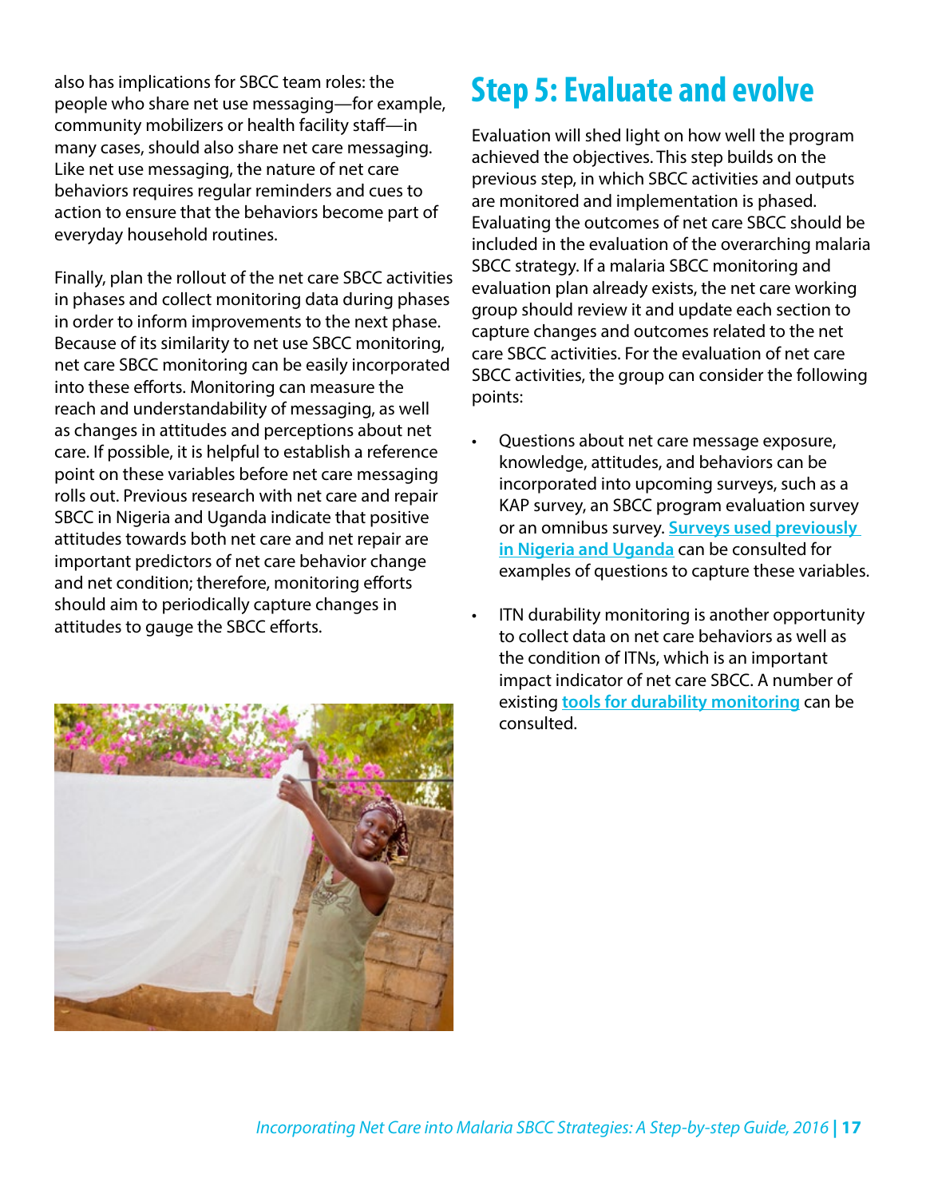also has implications for SBCC team roles: the people who share net use messaging—for example, community mobilizers or health facility staff—in many cases, should also share net care messaging. Like net use messaging, the nature of net care behaviors requires regular reminders and cues to action to ensure that the behaviors become part of everyday household routines.

Finally, plan the rollout of the net care SBCC activities in phases and collect monitoring data during phases in order to inform improvements to the next phase. Because of its similarity to net use SBCC monitoring, net care SBCC monitoring can be easily incorporated into these efforts. Monitoring can measure the reach and understandability of messaging, as well as changes in attitudes and perceptions about net care. If possible, it is helpful to establish a reference point on these variables before net care messaging rolls out. Previous research with net care and repair SBCC in Nigeria and Uganda indicate that positive attitudes towards both net care and net repair are important predictors of net care behavior change and net condition; therefore, monitoring efforts should aim to periodically capture changes in attitudes to gauge the SBCC efforts.

# Step 5: Evaluate and evolve

Evaluation will shed light on how well the program achieved the objectives. This step builds on the previous step, in which SBCC activities and outputs are monitored and implementation is phased. Evaluating the outcomes of net care SBCC should be included in the evaluation of the overarching malaria SBCC strategy. If a malaria SBCC monitoring and evaluation plan already exists, the net care working group should review it and update each section to capture changes and outcomes related to the net care SBCC activities. For the evaluation of net care SBCC activities, the group can consider the following points:

- Questions about net care message exposure, knowledge, attitudes, and behaviors can be incorporated into upcoming surveys, such as a KAP survey, an SBCC program evaluation survey or an omnibus survey. **Surveys used previously in Nigeria and Uganda** can be consulted for examples of questions to capture these variables.
- ITN durability monitoring is another opportunity to collect data on net care behaviors as well as the condition of ITNs, which is an important impact indicator of net care SBCC. A number of existing **tools for durability monitoring** can be consulted.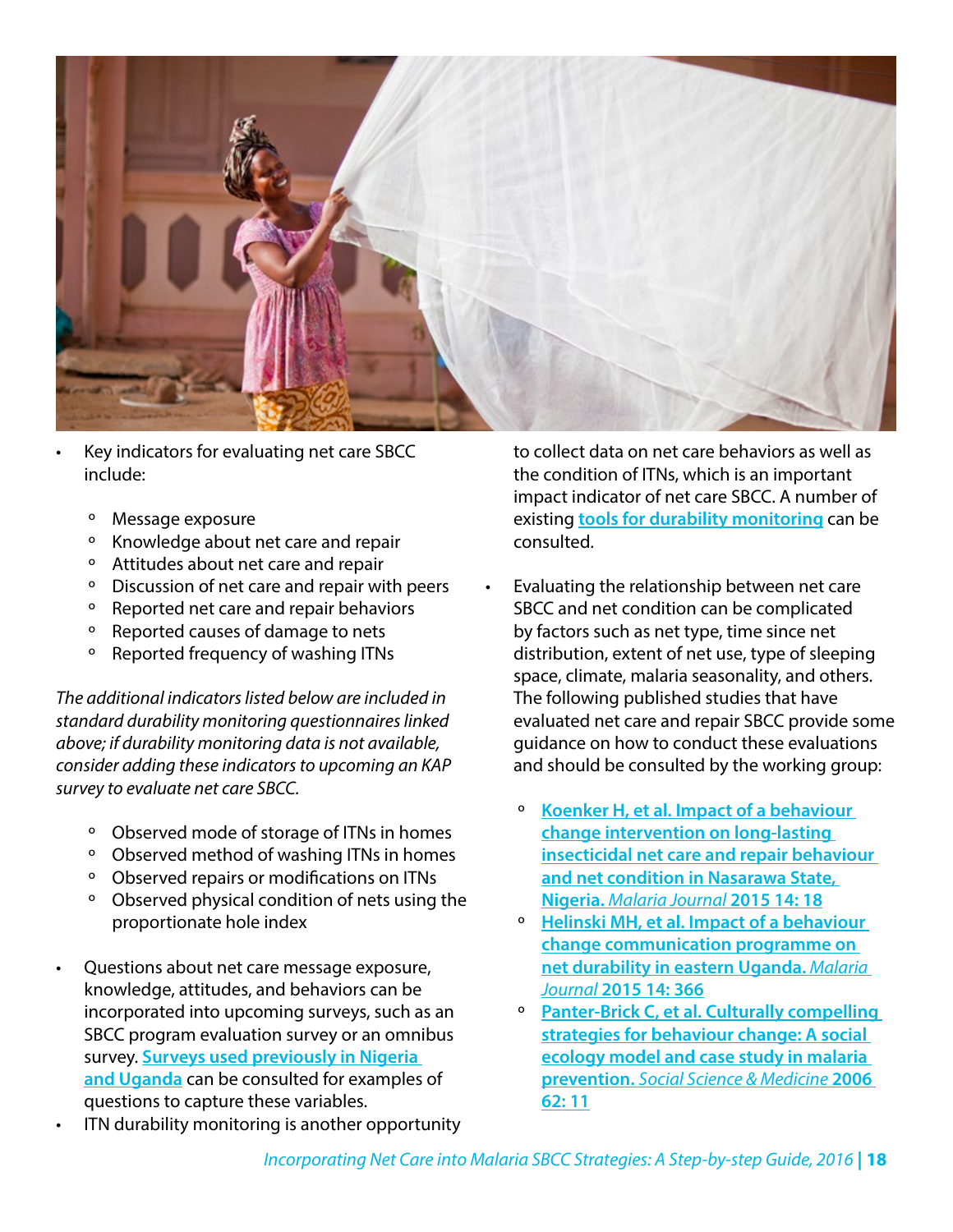- Key indicators for evaluating net care SBCC include:
  - Message exposure
  - Knowledge about net care and repair
  - Attitudes about net care and repair
  - Discussion of net care and repair with peers
  - Reported net care and repair behaviors
  - Reported causes of damage to nets
  - Reported frequency of washing ITNs

*The additional indicators listed below are included in standard durability monitoring questionnaires linked above; if durability monitoring data is not available, consider adding these indicators to upcoming an KAP survey to evaluate net care SBCC.*

- Observed mode of storage of ITNs in homes
- Observed method of washing ITNs in homes
- Observed repairs or modifications on ITNs
- Observed physical condition of nets using the proportionate hole index

- Questions about net care message exposure, knowledge, attitudes, and behaviors can be incorporated into upcoming surveys, such as an SBCC program evaluation survey or an omnibus survey. **Surveys used previously in Nigeria and Uganda** can be consulted for examples of questions to capture these variables.
- ITN durability monitoring is another opportunity to collect data on net care behaviors as well as the condition of ITNs, which is an important impact indicator of net care SBCC. A number of existing **tools for durability monitoring** can be consulted.
- Evaluating the relationship between net care SBCC and net condition can be complicated by factors such as net type, time since net distribution, extent of net use, type of sleeping space, climate, malaria seasonality, and others. The following published studies that have evaluated net care and repair SBCC provide some guidance on how to conduct these evaluations and should be consulted by the working group:
  - **Koenker H, et al. Impact of a behaviour change intervention on long-lasting insecticidal net care and repair behaviour and net condition in Nasarawa State, Nigeria.** *Malaria Journal* **2015 14: 18**
  - **Helinski MH, et al. Impact of a behaviour change communication programme on net durability in eastern Uganda.** *Malaria Journal* **2015 14: 366**
  - **Panter-Brick C, et al. Culturally compelling strategies for behaviour change: A social ecology model and case study in malaria prevention.** *Social Science & Medicine* **2006 62: 11**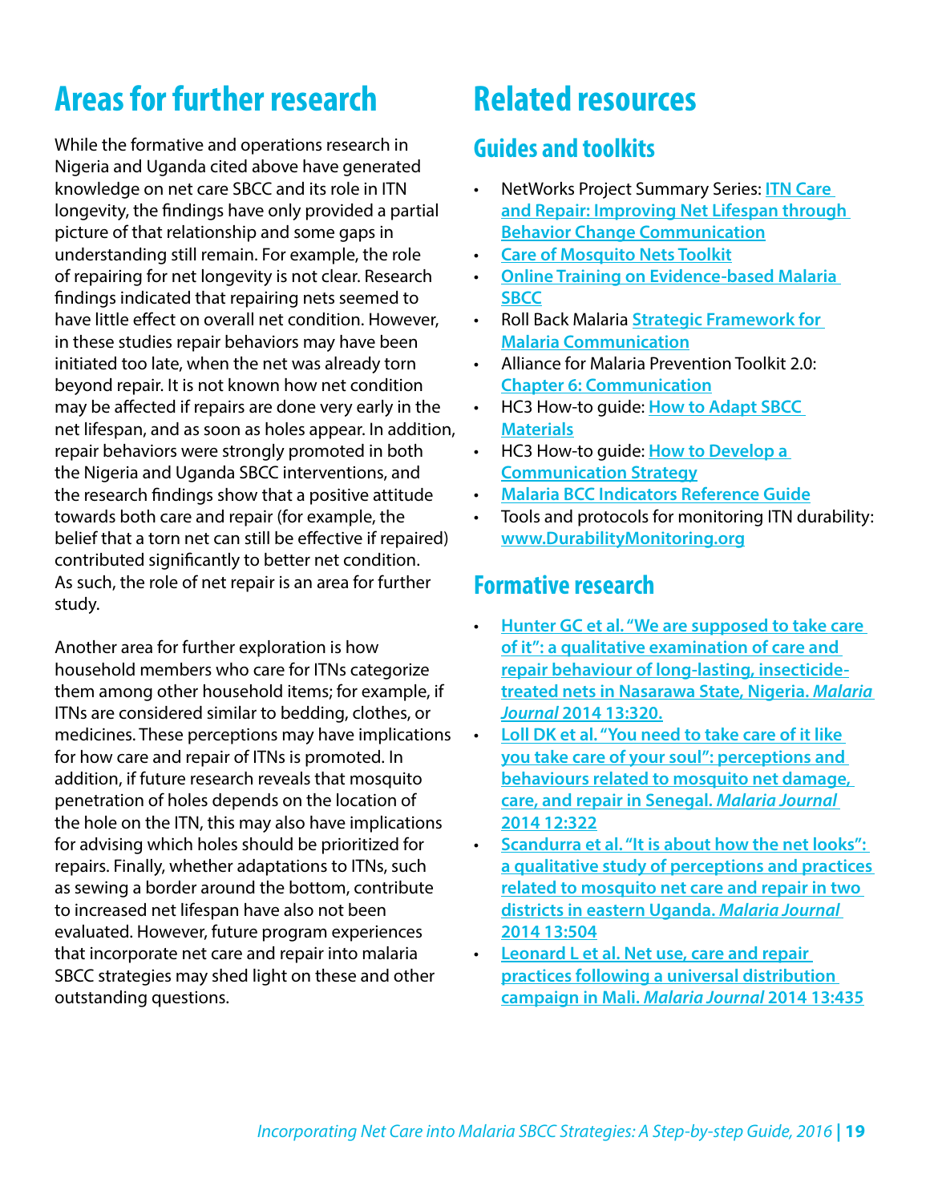# Areas for further research

While the formative and operations research in Nigeria and Uganda cited above have generated knowledge on net care SBCC and its role in ITN longevity, the findings have only provided a partial picture of that relationship and some gaps in understanding still remain. For example, the role of repairing for net longevity is not clear. Research findings indicated that repairing nets seemed to have little effect on overall net condition. However, in these studies repair behaviors may have been initiated too late, when the net was already torn beyond repair. It is not known how net condition may be affected if repairs are done very early in the net lifespan, and as soon as holes appear. In addition, repair behaviors were strongly promoted in both the Nigeria and Uganda SBCC interventions, and the research findings show that a positive attitude towards both care and repair (for example, the belief that a torn net can still be effective if repaired) contributed significantly to better net condition. As such, the role of net repair is an area for further study.

Another area for further exploration is how household members who care for ITNs categorize them among other household items; for example, if ITNs are considered similar to bedding, clothes, or medicines. These perceptions may have implications for how care and repair of ITNs is promoted. In addition, if future research reveals that mosquito penetration of holes depends on the location of the hole on the ITN, this may also have implications for advising which holes should be prioritized for repairs. Finally, whether adaptations to ITNs, such as sewing a border around the bottom, contribute to increased net lifespan have also not been evaluated. However, future program experiences that incorporate net care and repair into malaria SBCC strategies may shed light on these and other outstanding questions.

# Related resources

## Guides and toolkits

- NetWorks Project Summary Series: **ITN Care and Repair: Improving Net Lifespan through Behavior Change Communication**
- **Care of Mosquito Nets Toolkit**
- **Online Training on Evidence-based Malaria SBCC**
- Roll Back Malaria **Strategic Framework for Malaria Communication**
- Alliance for Malaria Prevention Toolkit 2.0: **Chapter 6: Communication**
- HC3 How-to guide: **How to Adapt SBCC Materials**
- HC3 How-to guide: **How to Develop a Communication Strategy**
- **Malaria BCC Indicators Reference Guide**
- Tools and protocols for monitoring ITN durability: **www.DurabilityMonitoring.org**

## Formative research

- **Hunter GC et al. "We are supposed to take care of it": a qualitative examination of care and repair behaviour of long-lasting, insecticide-treated nets in Nasarawa State, Nigeria. *Malaria Journal* 2014 13:320.**
- **Loll DK et al. "You need to take care of it like you take care of your soul": perceptions and behaviours related to mosquito net damage, care, and repair in Senegal. *Malaria Journal* 2014 12:322**
- **Scandurra et al. "It is about how the net looks": a qualitative study of perceptions and practices related to mosquito net care and repair in two districts in eastern Uganda. *Malaria Journal* 2014 13:504**
- **Leonard L et al. Net use, care and repair practices following a universal distribution campaign in Mali. *Malaria Journal* 2014 13:435**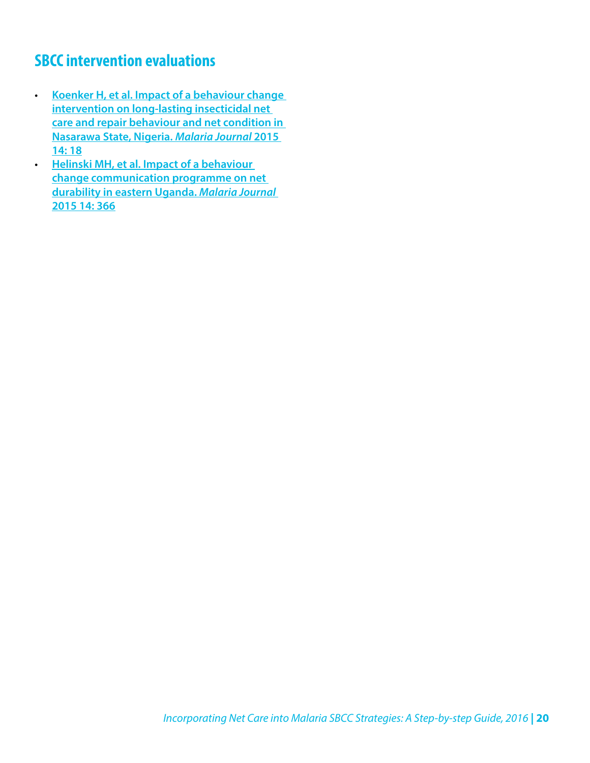## SBCC intervention evaluations

- Koenker H, et al. Impact of a behaviour change intervention on long-lasting insecticidal net care and repair behaviour and net condition in Nasarawa State, Nigeria. *Malaria Journal* 2015 14: 18
- Helinski MH, et al. Impact of a behaviour change communication programme on net durability in eastern Uganda. *Malaria Journal* 2015 14: 366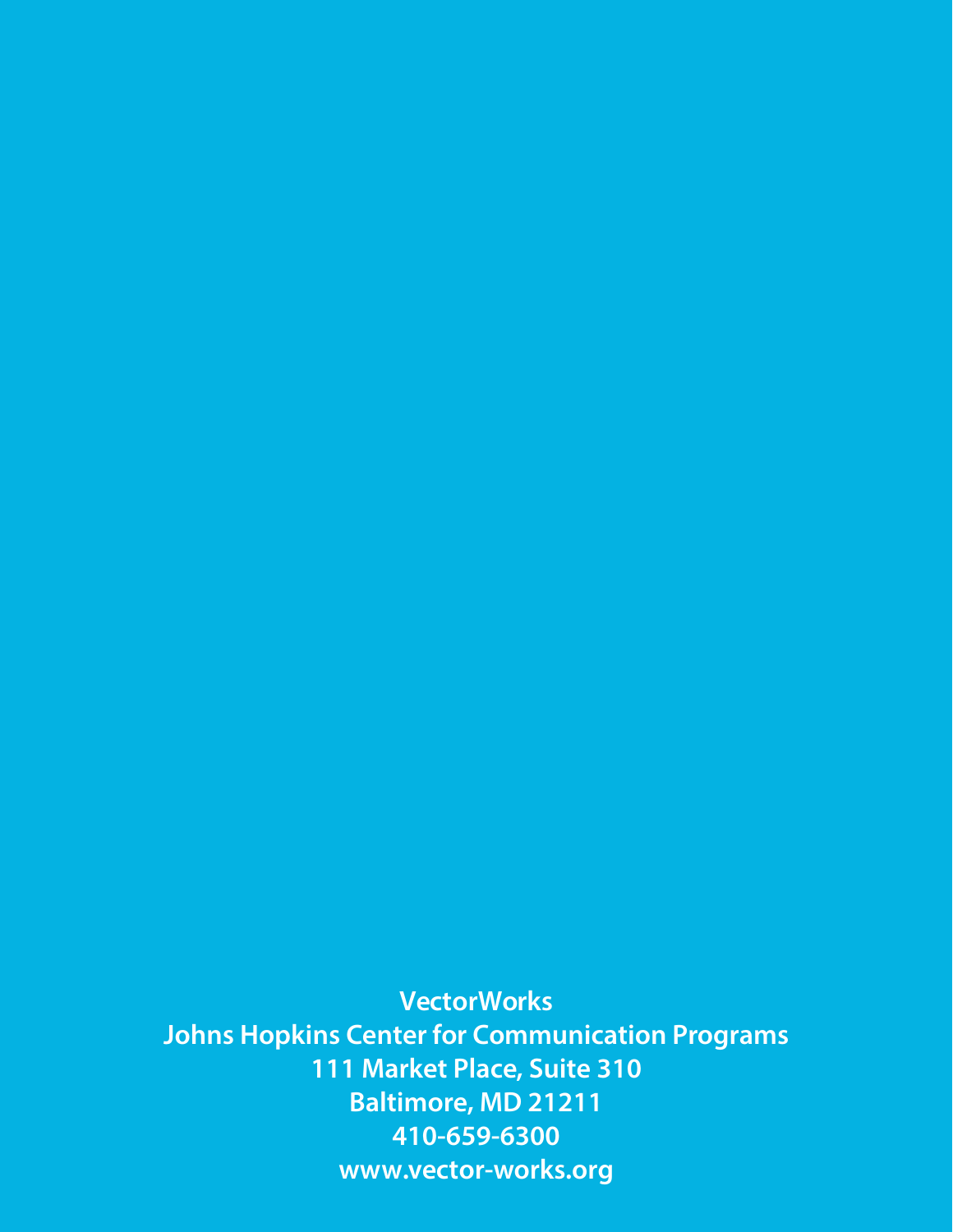**VectorWorks**
**Johns Hopkins Center for Communication Programs**
**111 Market Place, Suite 310**
**Baltimore, MD 21211**
**410-659-6300**
**www.vector-works.org**